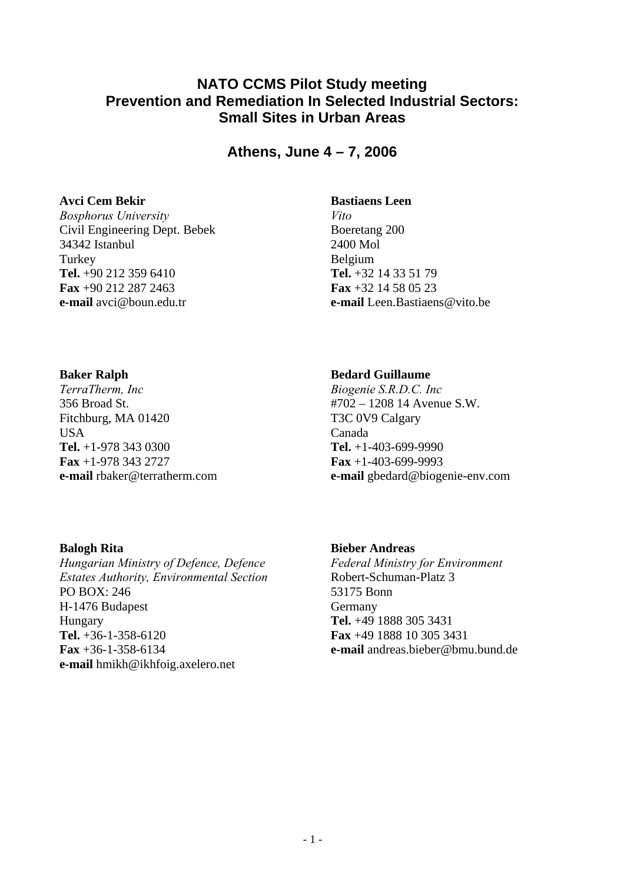# NATO CCMS Pilot Study meeting
# Prevention and Remediation In Selected Industrial Sectors: Small Sites in Urban Areas

## Athens, June 4 – 7, 2006

**Avci Cem Bekir**
*Bosphorus University*
Civil Engineering Dept. Bebek
34342 Istanbul
Turkey
**Tel.** +90 212 359 6410
**Fax** +90 212 287 2463
**e-mail** avci@boun.edu.tr

**Bastiaens Leen**
*Vito*
Boeretang 200
2400 Mol
Belgium
**Tel.** +32 14 33 51 79
**Fax** +32 14 58 05 23
**e-mail** Leen.Bastiaens@vito.be

**Baker Ralph**
*TerraTherm, Inc*
356 Broad St.
Fitchburg, MA 01420
USA
**Tel.** +1-978 343 0300
**Fax** +1-978 343 2727
**e-mail** rbaker@terratherm.com

**Bedard Guillaume**
*Biogenie S.R.D.C. Inc*
#702 – 1208 14 Avenue S.W.
T3C 0V9 Calgary
Canada
**Tel.** +1-403-699-9990
**Fax** +1-403-699-9993
**e-mail** gbedard@biogenie-env.com

**Balogh Rita**
*Hungarian Ministry of Defence, Defence Estates Authority, Environmental Section*
PO BOX: 246
H-1476 Budapest
Hungary
**Tel.** +36-1-358-6120
**Fax** +36-1-358-6134
**e-mail** hmikh@ikhfoig.axelero.net

**Bieber Andreas**
*Federal Ministry for Environment*
Robert-Schuman-Platz 3
53175 Bonn
Germany
**Tel.** +49 1888 305 3431
**Fax** +49 1888 10 305 3431
**e-mail** andreas.bieber@bmu.bund.de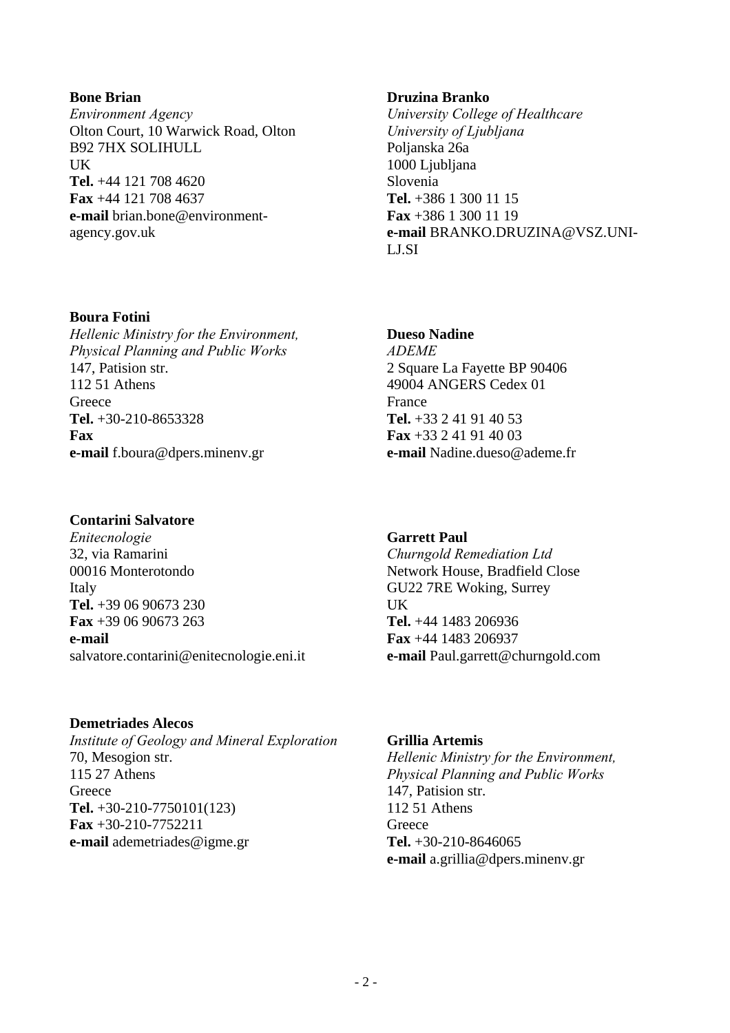**Bone Brian**
*Environment Agency*
Olton Court, 10 Warwick Road, Olton
B92 7HX SOLIHULL
UK
**Tel.** +44 121 708 4620
**Fax** +44 121 708 4637
**e-mail** brian.bone@environment-agency.gov.uk

**Boura Fotini**
*Hellenic Ministry for the Environment, Physical Planning and Public Works*
147, Patision str.
112 51 Athens
Greece
**Tel.** +30-210-8653328
**Fax**
**e-mail** f.boura@dpers.minenv.gr

**Contarini Salvatore**
*Enitecnologie*
32, via Ramarini
00016 Monterotondo
Italy
**Tel.** +39 06 90673 230
**Fax** +39 06 90673 263
**e-mail** salvatore.contarini@enitecnologie.eni.it

**Demetriades Alecos**
*Institute of Geology and Mineral Exploration*
70, Mesogion str.
115 27 Athens
Greece
**Tel.** +30-210-7750101(123)
**Fax** +30-210-7752211
**e-mail** ademetriades@igme.gr

**Druzina Branko**
*University College of Healthcare*
*University of Ljubljana*
Poljanska 26a
1000 Ljubljana
Slovenia
**Tel.** +386 1 300 11 15
**Fax** +386 1 300 11 19
**e-mail** BRANKO.DRUZINA@VSZ.UNI-LJ.SI

**Dueso Nadine**
*ADEME*
2 Square La Fayette BP 90406
49004 ANGERS Cedex 01
France
**Tel.** +33 2 41 91 40 53
**Fax** +33 2 41 91 40 03
**e-mail** Nadine.dueso@ademe.fr

**Garrett Paul**
*Churngold Remediation Ltd*
Network House, Bradfield Close
GU22 7RE Woking, Surrey
UK
**Tel.** +44 1483 206936
**Fax** +44 1483 206937
**e-mail** Paul.garrett@churngold.com

**Grillia Artemis**
*Hellenic Ministry for the Environment, Physical Planning and Public Works*
147, Patision str.
112 51 Athens
Greece
**Tel.** +30-210-8646065
**e-mail** a.grillia@dpers.minenv.gr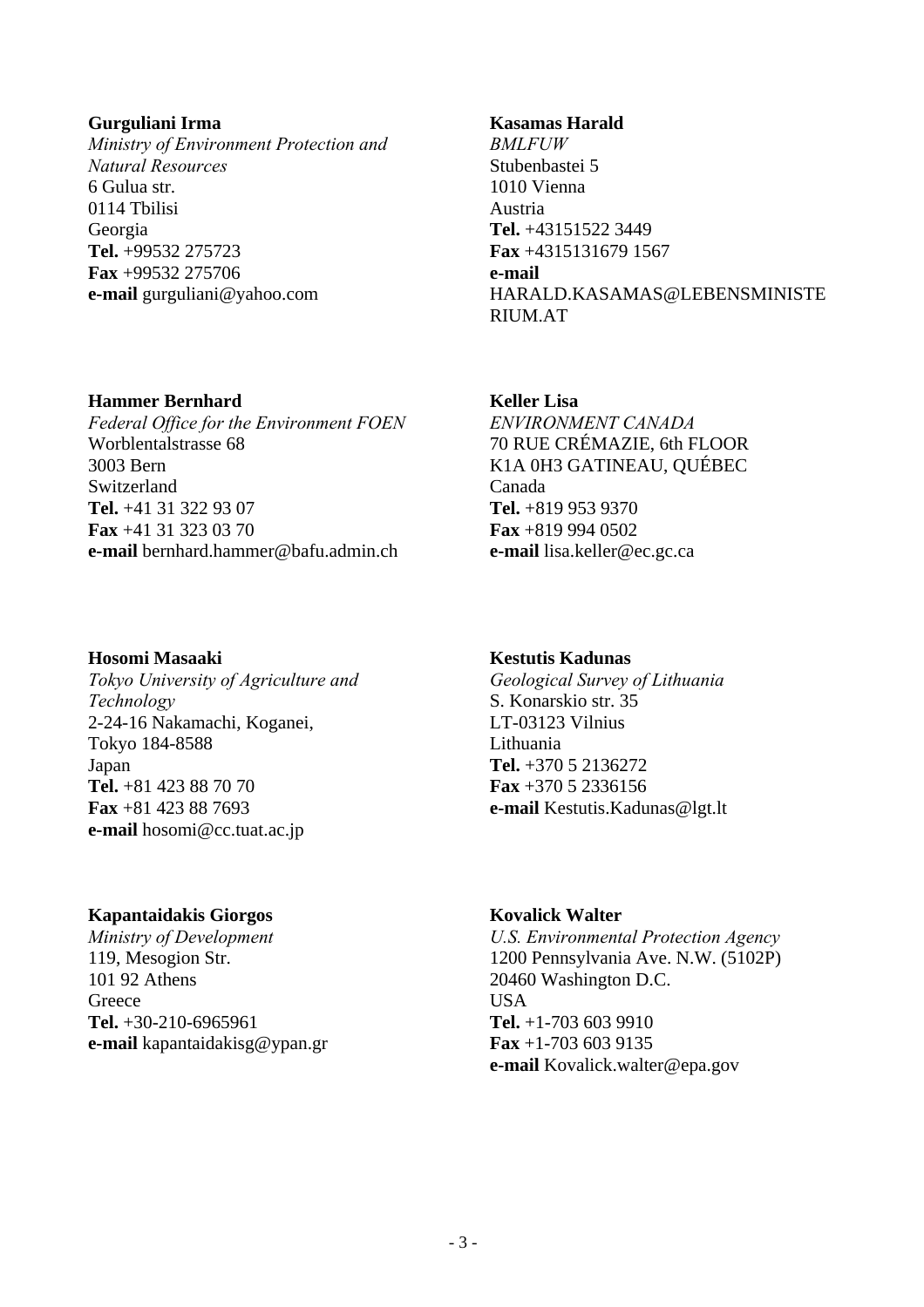**Gurguliani Irma**
*Ministry of Environment Protection and Natural Resources*
6 Gulua str.
0114 Tbilisi
Georgia
**Tel.** +99532 275723
**Fax** +99532 275706
**e-mail** gurguliani@yahoo.com

**Kasamas Harald**
*BMLFUW*
Stubenbastei 5
1010 Vienna
Austria
**Tel.** +43151522 3449
**Fax** +4315131679 1567
**e-mail** HARALD.KASAMAS@LEBENSMINISTERIUM.AT

**Hammer Bernhard**
*Federal Office for the Environment FOEN*
Worblentalstrasse 68
3003 Bern
Switzerland
**Tel.** +41 31 322 93 07
**Fax** +41 31 323 03 70
**e-mail** bernhard.hammer@bafu.admin.ch

**Keller Lisa**
*ENVIRONMENT CANADA*
70 RUE CRÉMAZIE, 6th FLOOR
K1A 0H3 GATINEAU, QUÉBEC
Canada
**Tel.** +819 953 9370
**Fax** +819 994 0502
**e-mail** lisa.keller@ec.gc.ca

**Hosomi Masaaki**
*Tokyo University of Agriculture and Technology*
2-24-16 Nakamachi, Koganei,
Tokyo 184-8588
Japan
**Tel.** +81 423 88 70 70
**Fax** +81 423 88 7693
**e-mail** hosomi@cc.tuat.ac.jp

**Kestutis Kadunas**
*Geological Survey of Lithuania*
S. Konarskio str. 35
LT-03123 Vilnius
Lithuania
**Tel.** +370 5 2136272
**Fax** +370 5 2336156
**e-mail** Kestutis.Kadunas@lgt.lt

**Kapantaidakis Giorgos**
*Ministry of Development*
119, Mesogion Str.
101 92 Athens
Greece
**Tel.** +30-210-6965961
**e-mail** kapantaidakisg@ypan.gr

**Kovalick Walter**
*U.S. Environmental Protection Agency*
1200 Pennsylvania Ave. N.W. (5102P)
20460 Washington D.C.
USA
**Tel.** +1-703 603 9910
**Fax** +1-703 603 9135
**e-mail** Kovalick.walter@epa.gov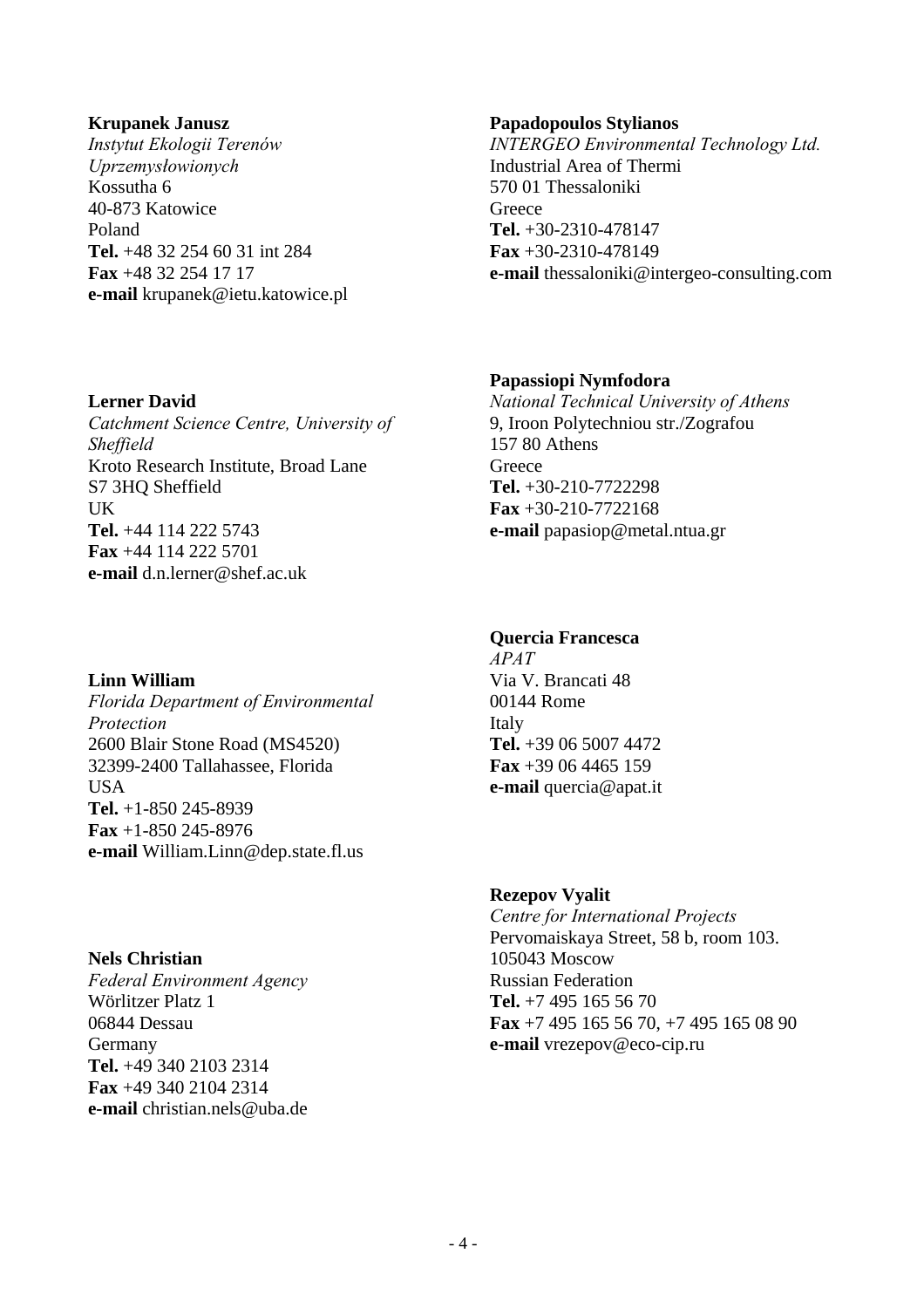**Krupanek Janusz**
*Instytut Ekologii Terenów Uprzemysłowionych*
Kossutha 6
40-873 Katowice
Poland
**Tel.** +48 32 254 60 31 int 284
**Fax** +48 32 254 17 17
**e-mail** krupanek@ietu.katowice.pl

**Lerner David**
*Catchment Science Centre, University of Sheffield*
Kroto Research Institute, Broad Lane
S7 3HQ Sheffield
UK
**Tel.** +44 114 222 5743
**Fax** +44 114 222 5701
**e-mail** d.n.lerner@shef.ac.uk

**Linn William**
*Florida Department of Environmental Protection*
2600 Blair Stone Road (MS4520)
32399-2400 Tallahassee, Florida
USA
**Tel.** +1-850 245-8939
**Fax** +1-850 245-8976
**e-mail** William.Linn@dep.state.fl.us

**Nels Christian**
*Federal Environment Agency*
Wörlitzer Platz 1
06844 Dessau
Germany
**Tel.** +49 340 2103 2314
**Fax** +49 340 2104 2314
**e-mail** christian.nels@uba.de

**Papadopoulos Stylianos**
*INTERGEO Environmental Technology Ltd.*
Industrial Area of Thermi
570 01 Thessaloniki
Greece
**Tel.** +30-2310-478147
**Fax** +30-2310-478149
**e-mail** thessaloniki@intergeo-consulting.com

**Papassiopi Nymfodora**
*National Technical University of Athens*
9, Iroon Polytechniou str./Zografou
157 80 Athens
Greece
**Tel.** +30-210-7722298
**Fax** +30-210-7722168
**e-mail** papasiop@metal.ntua.gr

**Quercia Francesca**
*APAT*
Via V. Brancati 48
00144 Rome
Italy
**Tel.** +39 06 5007 4472
**Fax** +39 06 4465 159
**e-mail** quercia@apat.it

**Rezepov Vyalit**
*Centre for International Projects*
Pervomaiskaya Street, 58 b, room 103.
105043 Moscow
Russian Federation
**Tel.** +7 495 165 56 70
**Fax** +7 495 165 56 70, +7 495 165 08 90
**e-mail** vrezepov@eco-cip.ru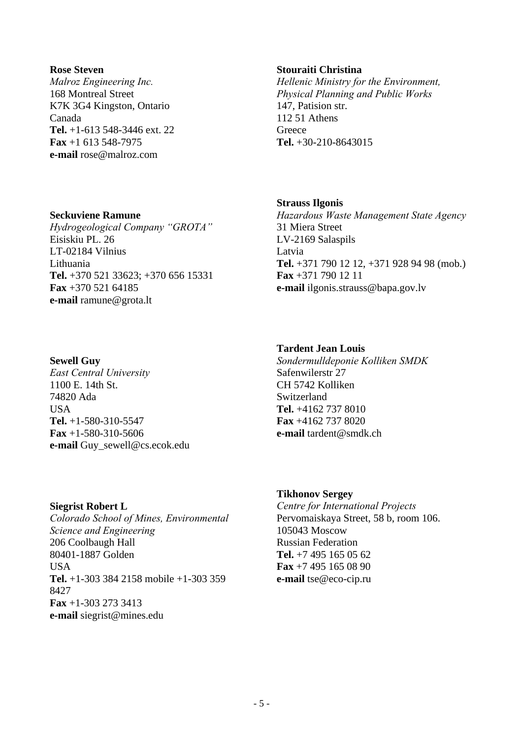**Rose Steven**
*Malroz Engineering Inc.*
168 Montreal Street
K7K 3G4 Kingston, Ontario
Canada
**Tel.** +1-613 548-3446 ext. 22
**Fax** +1 613 548-7975
**e-mail** rose@malroz.com

**Seckuviene Ramune**
*Hydrogeological Company "GROTA"*
Eisiskiu PL. 26
LT-02184 Vilnius
Lithuania
**Tel.** +370 521 33623; +370 656 15331
**Fax** +370 521 64185
**e-mail** ramune@grota.lt

**Sewell Guy**
*East Central University*
1100 E. 14th St.
74820 Ada
USA
**Tel.** +1-580-310-5547
**Fax** +1-580-310-5606
**e-mail** Guy_sewell@cs.ecok.edu

**Siegrist Robert L**
*Colorado School of Mines, Environmental Science and Engineering*
206 Coolbaugh Hall
80401-1887 Golden
USA
**Tel.** +1-303 384 2158 mobile +1-303 359 8427
**Fax** +1-303 273 3413
**e-mail** siegrist@mines.edu

**Stouraiti Christina**
*Hellenic Ministry for the Environment, Physical Planning and Public Works*
147, Patision str.
112 51 Athens
Greece
**Tel.** +30-210-8643015

**Strauss Ilgonis**
*Hazardous Waste Management State Agency*
31 Miera Street
LV-2169 Salaspils
Latvia
**Tel.** +371 790 12 12, +371 928 94 98 (mob.)
**Fax** +371 790 12 11
**e-mail** ilgonis.strauss@bapa.gov.lv

**Tardent Jean Louis**
*Sondermulldeponie Kolliken SMDK*
Safenwilerstr 27
CH 5742 Kolliken
Switzerland
**Tel.** +4162 737 8010
**Fax** +4162 737 8020
**e-mail** tardent@smdk.ch

**Tikhonov Sergey**
*Centre for International Projects*
Pervomaiskaya Street, 58 b, room 106.
105043 Moscow
Russian Federation
**Tel.** +7 495 165 05 62
**Fax** +7 495 165 08 90
**e-mail** tse@eco-cip.ru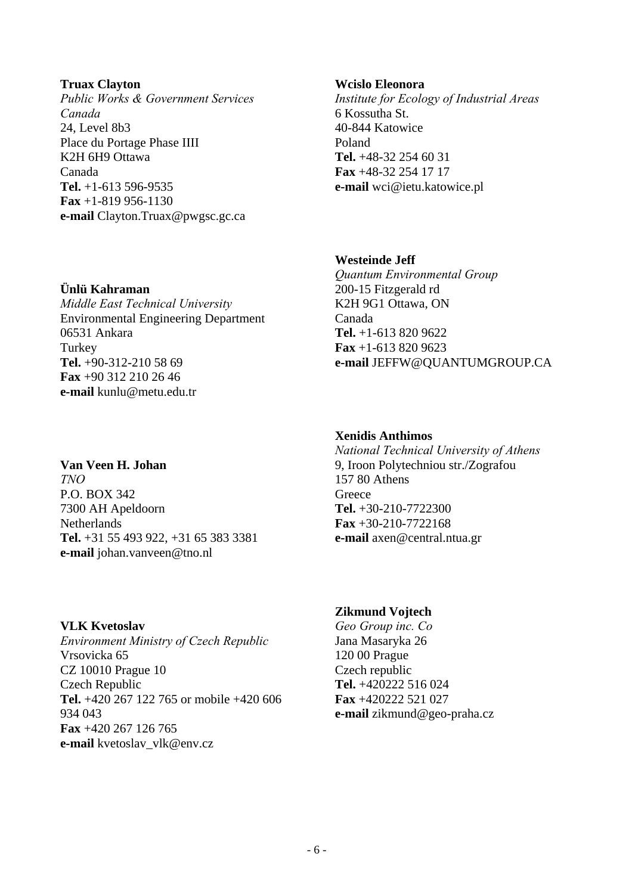**Truax Clayton**
*Public Works & Government Services Canada*
24, Level 8b3
Place du Portage Phase IIII
K2H 6H9 Ottawa
Canada
**Tel.** +1-613 596-9535
**Fax** +1-819 956-1130
**e-mail** Clayton.Truax@pwgsc.gc.ca

**Ünlü Kahraman**
*Middle East Technical University*
Environmental Engineering Department
06531 Ankara
Turkey
**Tel.** +90-312-210 58 69
**Fax** +90 312 210 26 46
**e-mail** kunlu@metu.edu.tr

**Van Veen H. Johan**
*TNO*
P.O. BOX 342
7300 AH Apeldoorn
Netherlands
**Tel.** +31 55 493 922, +31 65 383 3381
**e-mail** johan.vanveen@tno.nl

**VLK Kvetoslav**
*Environment Ministry of Czech Republic*
Vrsovicka 65
CZ 10010 Prague 10
Czech Republic
**Tel.** +420 267 122 765 or mobile +420 606 934 043
**Fax** +420 267 126 765
**e-mail** kvetoslav_vlk@env.cz

**Wcislo Eleonora**
*Institute for Ecology of Industrial Areas*
6 Kossutha St.
40-844 Katowice
Poland
**Tel.** +48-32 254 60 31
**Fax** +48-32 254 17 17
**e-mail** wci@ietu.katowice.pl

**Westeinde Jeff**
*Quantum Environmental Group*
200-15 Fitzgerald rd
K2H 9G1 Ottawa, ON
Canada
**Tel.** +1-613 820 9622
**Fax** +1-613 820 9623
**e-mail** JEFFW@QUANTUMGROUP.CA

**Xenidis Anthimos**
*National Technical University of Athens*
9, Iroon Polytechniou str./Zografou
157 80 Athens
Greece
**Tel.** +30-210-7722300
**Fax** +30-210-7722168
**e-mail** axen@central.ntua.gr

**Zikmund Vojtech**
*Geo Group inc. Co*
Jana Masaryka 26
120 00 Prague
Czech republic
**Tel.** +420222 516 024
**Fax** +420222 521 027
**e-mail** zikmund@geo-praha.cz